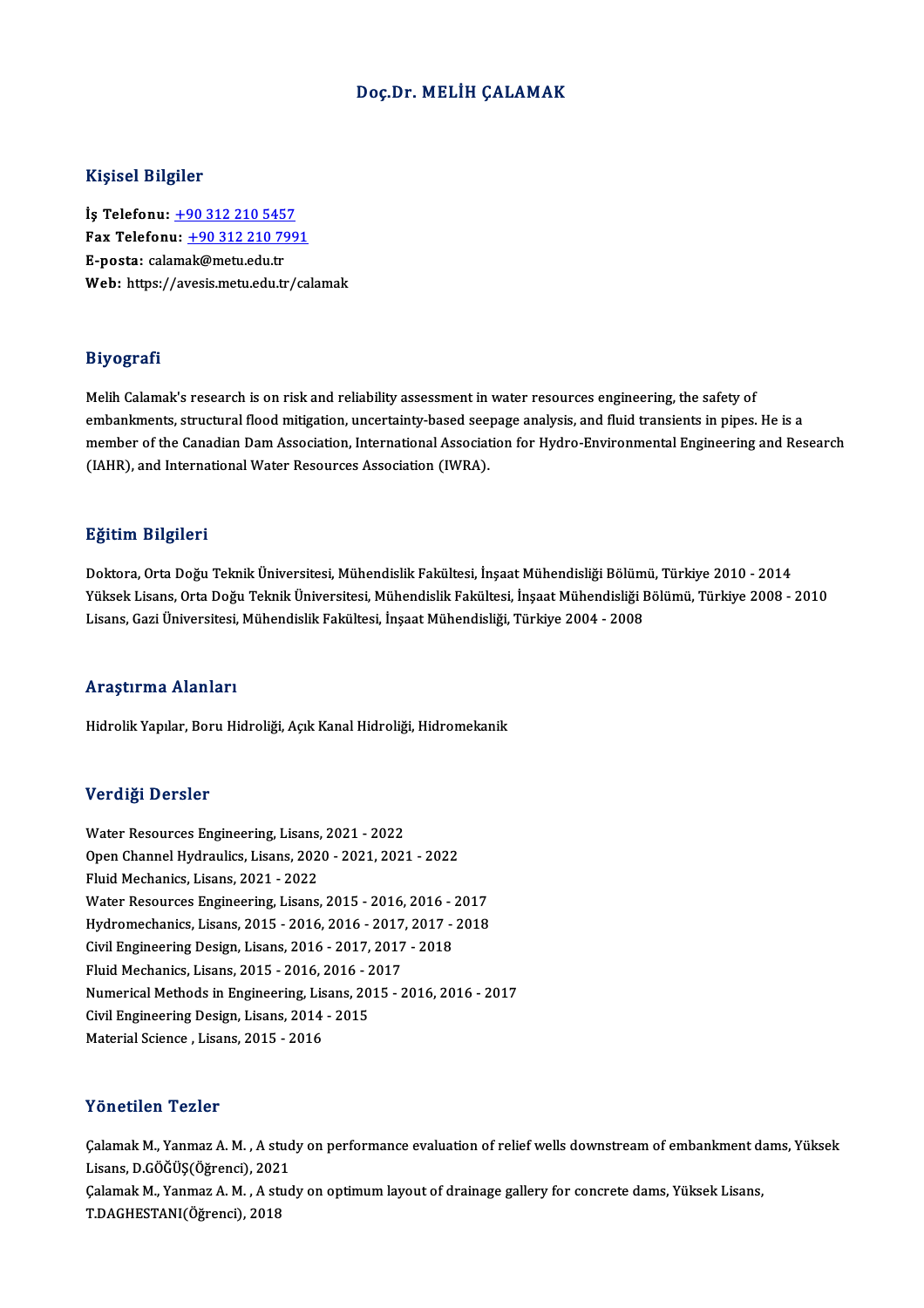# Doç.Dr. MELİH ÇALAMAK

## Kişisel Bilgiler

**İş Telefonu:** +90 312 210 5457
**Fax Telefonu:** +90 312 210 7991
**E-posta:** calamak@metu.edu.tr
**Web:** https://avesis.metu.edu.tr/calamak

## Biyografi

Melih Calamak's research is on risk and reliability assessment in water resources engineering, the safety of embankments, structural flood mitigation, uncertainty-based seepage analysis, and fluid transients in pipes. He is a member of the Canadian Dam Association, International Association for Hydro-Environmental Engineering and Research (IAHR), and International Water Resources Association (IWRA).

## Eğitim Bilgileri

Doktora, Orta Doğu Teknik Üniversitesi, Mühendislik Fakültesi, İnşaat Mühendisliği Bölümü, Türkiye 2010 - 2014
Yüksek Lisans, Orta Doğu Teknik Üniversitesi, Mühendislik Fakültesi, İnşaat Mühendisliği Bölümü, Türkiye 2008 - 2010
Lisans, Gazi Üniversitesi, Mühendislik Fakültesi, İnşaat Mühendisliği, Türkiye 2004 - 2008

## Araştırma Alanları

Hidrolik Yapılar, Boru Hidroliği, Açık Kanal Hidroliği, Hidromekanik

## Verdiği Dersler

Water Resources Engineering, Lisans, 2021 - 2022
Open Channel Hydraulics, Lisans, 2020 - 2021, 2021 - 2022
Fluid Mechanics, Lisans, 2021 - 2022
Water Resources Engineering, Lisans, 2015 - 2016, 2016 - 2017
Hydromechanics, Lisans, 2015 - 2016, 2016 - 2017, 2017 - 2018
Civil Engineering Design, Lisans, 2016 - 2017, 2017 - 2018
Fluid Mechanics, Lisans, 2015 - 2016, 2016 - 2017
Numerical Methods in Engineering, Lisans, 2015 - 2016, 2016 - 2017
Civil Engineering Design, Lisans, 2014 - 2015
Material Science , Lisans, 2015 - 2016

## Yönetilen Tezler

Çalamak M., Yanmaz A. M. , A study on performance evaluation of relief wells downstream of embankment dams, Yüksek Lisans, D.GÖĞÜŞ(Öğrenci), 2021

Çalamak M., Yanmaz A. M. , A study on optimum layout of drainage gallery for concrete dams, Yüksek Lisans, T.DAGHESTANI(Öğrenci), 2018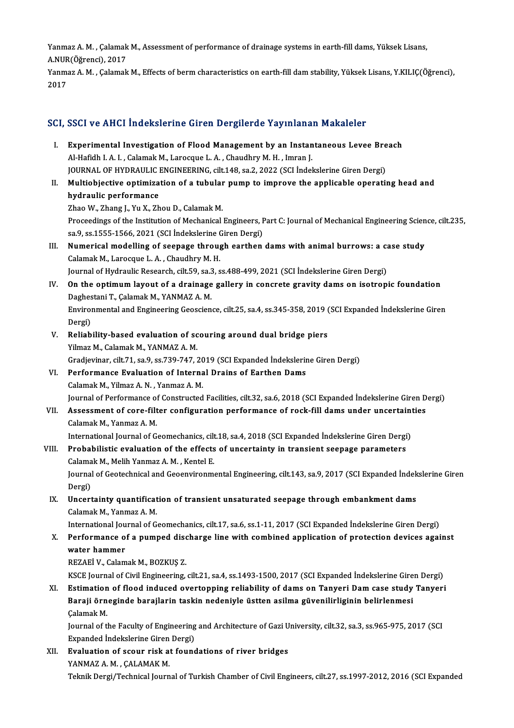Yanmaz A. M. , Çalamak M., Assessment of performance of drainage systems in earth-fill dams, Yüksek Lisans, A.NUR(Öğrenci), 2017

Yanmaz A. M. , Çalamak M., Effects of berm characteristics on earth-fill dam stability, Yüksek Lisans, Y.KILIÇ(Öğrenci), 2017

## SCI, SSCI ve AHCI İndekslerine Giren Dergilerde Yayınlanan Makaleler

I. **Experimental Investigation of Flood Management by an Instantaneous Levee Breach**
   Al-Hafidh I. A. I. , Calamak M., Larocque L. A. , Chaudhry M. H. , Imran J.
   JOURNAL OF HYDRAULIC ENGINEERING, cilt.148, sa.2, 2022 (SCI İndekslerine Giren Dergi)

II. **Multiobjective optimization of a tubular pump to improve the applicable operating head and hydraulic performance**
   Zhao W., Zhang J., Yu X., Zhou D., Calamak M.
   Proceedings of the Institution of Mechanical Engineers, Part C: Journal of Mechanical Engineering Science, cilt.235, sa.9, ss.1555-1566, 2021 (SCI İndekslerine Giren Dergi)

III. **Numerical modelling of seepage through earthen dams with animal burrows: a case study**
   Calamak M., Larocque L. A. , Chaudhry M. H.
   Journal of Hydraulic Research, cilt.59, sa.3, ss.488-499, 2021 (SCI İndekslerine Giren Dergi)

IV. **On the optimum layout of a drainage gallery in concrete gravity dams on isotropic foundation**
   Daghestani T., Çalamak M., YANMAZ A. M.
   Environmental and Engineering Geoscience, cilt.25, sa.4, ss.345-358, 2019 (SCI Expanded İndekslerine Giren Dergi)

V. **Reliability-based evaluation of scouring around dual bridge piers**
   Yilmaz M., Calamak M., YANMAZ A. M.
   Gradjevinar, cilt.71, sa.9, ss.739-747, 2019 (SCI Expanded İndekslerine Giren Dergi)

VI. **Performance Evaluation of Internal Drains of Earthen Dams**
   Calamak M., Yilmaz A. N. , Yanmaz A. M.
   Journal of Performance of Constructed Facilities, cilt.32, sa.6, 2018 (SCI Expanded İndekslerine Giren Dergi)

VII. **Assessment of core-filter configuration performance of rock-fill dams under uncertainties**
   Calamak M., Yanmaz A. M.
   International Journal of Geomechanics, cilt.18, sa.4, 2018 (SCI Expanded İndekslerine Giren Dergi)

VIII. **Probabilistic evaluation of the effects of uncertainty in transient seepage parameters**
   Calamak M., Melih Yanmaz A. M. , Kentel E.
   Journal of Geotechnical and Geoenvironmental Engineering, cilt.143, sa.9, 2017 (SCI Expanded İndekslerine Giren Dergi)

IX. **Uncertainty quantification of transient unsaturated seepage through embankment dams**
   Calamak M., Yanmaz A. M.
   International Journal of Geomechanics, cilt.17, sa.6, ss.1-11, 2017 (SCI Expanded İndekslerine Giren Dergi)

X. **Performance of a pumped discharge line with combined application of protection devices against water hammer**
   REZAEİ V., Calamak M., BOZKUŞ Z.
   KSCE Journal of Civil Engineering, cilt.21, sa.4, ss.1493-1500, 2017 (SCI Expanded İndekslerine Giren Dergi)

XI. **Estimation of flood induced overtopping reliability of dams on Tanyeri Dam case study Tanyeri Baraji örneginde barajlarin taskin nedeniyle üstten asilma güvenilirliginin belirlenmesi**
   Çalamak M.
   Journal of the Faculty of Engineering and Architecture of Gazi University, cilt.32, sa.3, ss.965-975, 2017 (SCI Expanded İndekslerine Giren Dergi)

XII. **Evaluation of scour risk at foundations of river bridges**
   YANMAZ A. M. , ÇALAMAK M.
   Teknik Dergi/Technical Journal of Turkish Chamber of Civil Engineers, cilt.27, ss.1997-2012, 2016 (SCI Expanded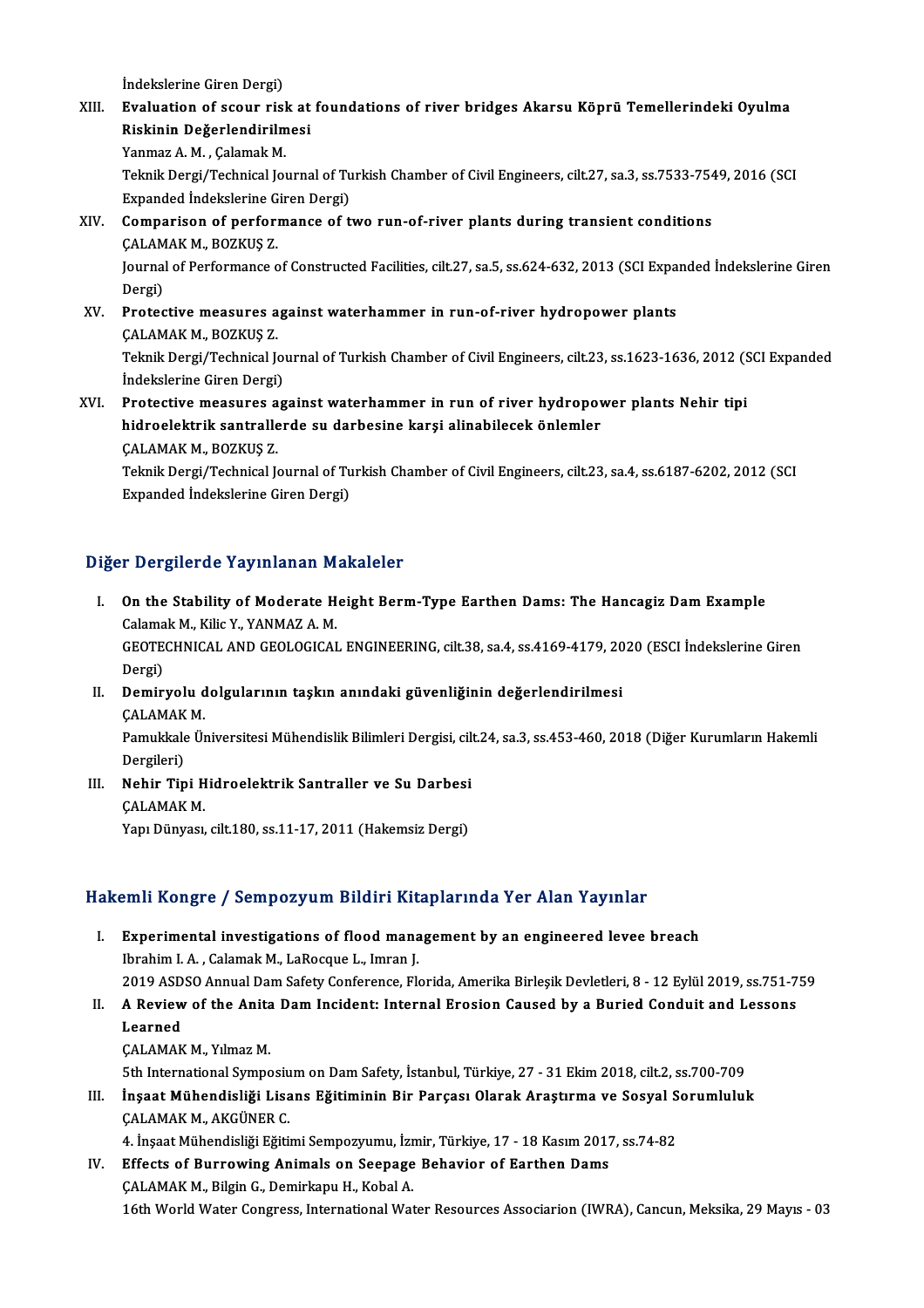İndekslerine Giren Dergi)

XIII. **Evaluation of scour risk at foundations of river bridges Akarsu Köprü Temellerindeki Oyulma Riskinin Değerlendirilmesi**
Yanmaz A. M. , Çalamak M.
Teknik Dergi/Technical Journal of Turkish Chamber of Civil Engineers, cilt.27, sa.3, ss.7533-7549, 2016 (SCI Expanded İndekslerine Giren Dergi)

XIV. **Comparison of performance of two run-of-river plants during transient conditions**
ÇALAMAK M., BOZKUŞ Z.
Journal of Performance of Constructed Facilities, cilt.27, sa.5, ss.624-632, 2013 (SCI Expanded İndekslerine Giren Dergi)

XV. **Protective measures against waterhammer in run-of-river hydropower plants**
ÇALAMAK M., BOZKUŞ Z.
Teknik Dergi/Technical Journal of Turkish Chamber of Civil Engineers, cilt.23, ss.1623-1636, 2012 (SCI Expanded İndekslerine Giren Dergi)

XVI. **Protective measures against waterhammer in run of river hydropower plants Nehir tipi hidroelektrik santrallerde su darbesine karşi alinabilecek önlemler**
ÇALAMAK M., BOZKUŞ Z.
Teknik Dergi/Technical Journal of Turkish Chamber of Civil Engineers, cilt.23, sa.4, ss.6187-6202, 2012 (SCI Expanded İndekslerine Giren Dergi)

## Diğer Dergilerde Yayınlanan Makaleler

I. **On the Stability of Moderate Height Berm-Type Earthen Dams: The Hancagiz Dam Example**
Calamak M., Kilic Y., YANMAZ A. M.
GEOTECHNICAL AND GEOLOGICAL ENGINEERING, cilt.38, sa.4, ss.4169-4179, 2020 (ESCI İndekslerine Giren Dergi)

II. **Demiryolu dolgularının taşkın anındaki güvenliğinin değerlendirilmesi**
ÇALAMAK M.
Pamukkale Üniversitesi Mühendislik Bilimleri Dergisi, cilt.24, sa.3, ss.453-460, 2018 (Diğer Kurumların Hakemli Dergileri)

III. **Nehir Tipi Hidroelektrik Santraller ve Su Darbesi**
ÇALAMAK M.
Yapı Dünyası, cilt.180, ss.11-17, 2011 (Hakemsiz Dergi)

## Hakemli Kongre / Sempozyum Bildiri Kitaplarında Yer Alan Yayınlar

I. **Experimental investigations of flood management by an engineered levee breach**
Ibrahim I. A. , Calamak M., LaRocque L., Imran J.
2019 ASDSO Annual Dam Safety Conference, Florida, Amerika Birleşik Devletleri, 8 - 12 Eylül 2019, ss.751-759

II. **A Review of the Anita Dam Incident: Internal Erosion Caused by a Buried Conduit and Lessons Learned**
ÇALAMAK M., Yılmaz M.
5th International Symposium on Dam Safety, İstanbul, Türkiye, 27 - 31 Ekim 2018, cilt.2, ss.700-709

III. **İnşaat Mühendisliği Lisans Eğitiminin Bir Parçası Olarak Araştırma ve Sosyal Sorumluluk**
ÇALAMAK M., AKGÜNER C.
4. İnşaat Mühendisliği Eğitimi Sempozyumu, İzmir, Türkiye, 17 - 18 Kasım 2017, ss.74-82

IV. **Effects of Burrowing Animals on Seepage Behavior of Earthen Dams**
ÇALAMAK M., Bilgin G., Demirkapu H., Kobal A.
16th World Water Congress, International Water Resources Associarion (IWRA), Cancun, Meksika, 29 Mayıs - 03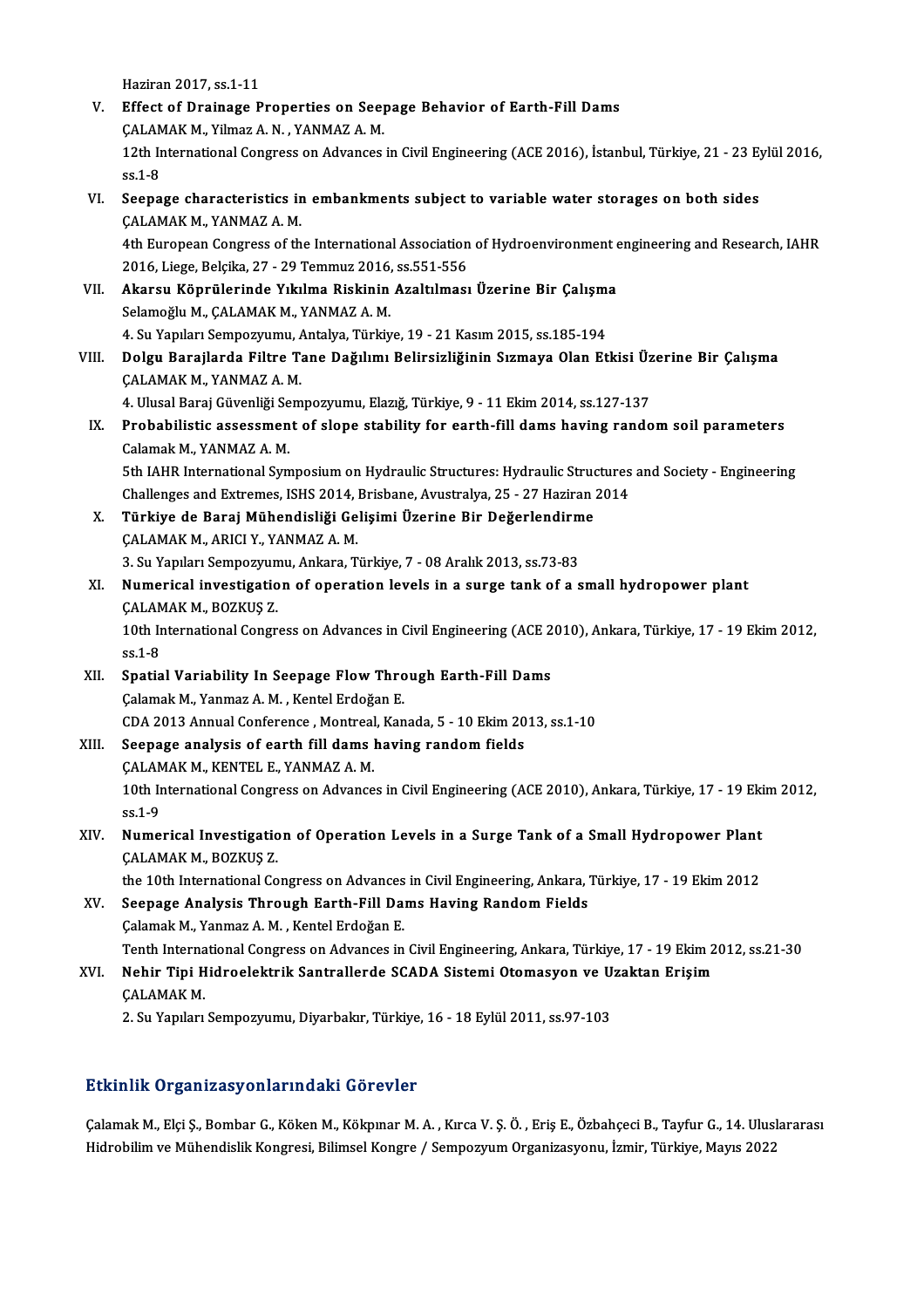Haziran 2017, ss.1-11

V. **Effect of Drainage Properties on Seepage Behavior of Earth-Fill Dams**
ÇALAMAK M., Yilmaz A. N. , YANMAZ A. M.
12th International Congress on Advances in Civil Engineering (ACE 2016), İstanbul, Türkiye, 21 - 23 Eylül 2016, ss.1-8

VI. **Seepage characteristics in embankments subject to variable water storages on both sides**
ÇALAMAK M., YANMAZ A. M.
4th European Congress of the International Association of Hydroenvironment engineering and Research, IAHR 2016, Liege, Belçika, 27 - 29 Temmuz 2016, ss.551-556

VII. **Akarsu Köprülerinde Yıkılma Riskinin Azaltılması Üzerine Bir Çalışma**
Selamoğlu M., ÇALAMAK M., YANMAZ A. M.
4. Su Yapıları Sempozyumu, Antalya, Türkiye, 19 - 21 Kasım 2015, ss.185-194

VIII. **Dolgu Barajlarda Filtre Tane Dağılımı Belirsizliğinin Sızmaya Olan Etkisi Üzerine Bir Çalışma**
ÇALAMAK M., YANMAZ A. M.
4. Ulusal Baraj Güvenliği Sempozyumu, Elazığ, Türkiye, 9 - 11 Ekim 2014, ss.127-137

IX. **Probabilistic assessment of slope stability for earth-fill dams having random soil parameters**
Calamak M., YANMAZ A. M.
5th IAHR International Symposium on Hydraulic Structures: Hydraulic Structures and Society - Engineering Challenges and Extremes, ISHS 2014, Brisbane, Avustralya, 25 - 27 Haziran 2014

X. **Türkiye de Baraj Mühendisliği Gelişimi Üzerine Bir Değerlendirme**
ÇALAMAK M., ARICI Y., YANMAZ A. M.
3. Su Yapıları Sempozyumu, Ankara, Türkiye, 7 - 08 Aralık 2013, ss.73-83

XI. **Numerical investigation of operation levels in a surge tank of a small hydropower plant**
ÇALAMAK M., BOZKUŞ Z.
10th International Congress on Advances in Civil Engineering (ACE 2010), Ankara, Türkiye, 17 - 19 Ekim 2012, ss.1-8

XII. **Spatial Variability In Seepage Flow Through Earth-Fill Dams**
Çalamak M., Yanmaz A. M. , Kentel Erdoğan E.
CDA 2013 Annual Conference , Montreal, Kanada, 5 - 10 Ekim 2013, ss.1-10

XIII. **Seepage analysis of earth fill dams having random fields**
ÇALAMAK M., KENTEL E., YANMAZ A. M.
10th International Congress on Advances in Civil Engineering (ACE 2010), Ankara, Türkiye, 17 - 19 Ekim 2012, ss.1-9

XIV. **Numerical Investigation of Operation Levels in a Surge Tank of a Small Hydropower Plant**
ÇALAMAK M., BOZKUŞ Z.
the 10th International Congress on Advances in Civil Engineering, Ankara, Türkiye, 17 - 19 Ekim 2012

XV. **Seepage Analysis Through Earth-Fill Dams Having Random Fields**
Çalamak M., Yanmaz A. M. , Kentel Erdoğan E.
Tenth International Congress on Advances in Civil Engineering, Ankara, Türkiye, 17 - 19 Ekim 2012, ss.21-30

XVI. **Nehir Tipi Hidroelektrik Santrallerde SCADA Sistemi Otomasyon ve Uzaktan Erişim**
ÇALAMAK M.
2. Su Yapıları Sempozyumu, Diyarbakır, Türkiye, 16 - 18 Eylül 2011, ss.97-103

## Etkinlik Organizasyonlarındaki Görevler

Çalamak M., Elçi Ş., Bombar G., Köken M., Kökpınar M. A. , Kırca V. Ş. Ö. , Eriş E., Özbahçeci B., Tayfur G., 14. Uluslararası Hidrobilim ve Mühendislik Kongresi, Bilimsel Kongre / Sempozyum Organizasyonu, İzmir, Türkiye, Mayıs 2022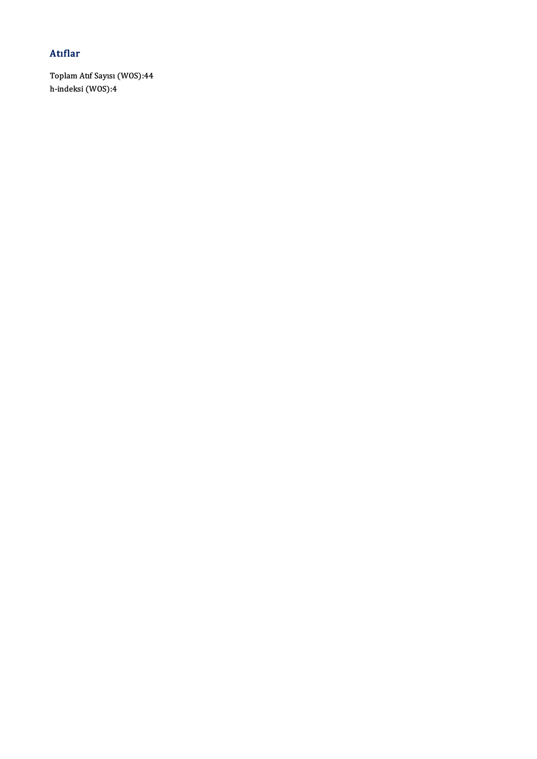## Atıflar

Toplam Atıf Sayısı (WOS):44
h-indeksi (WOS):4